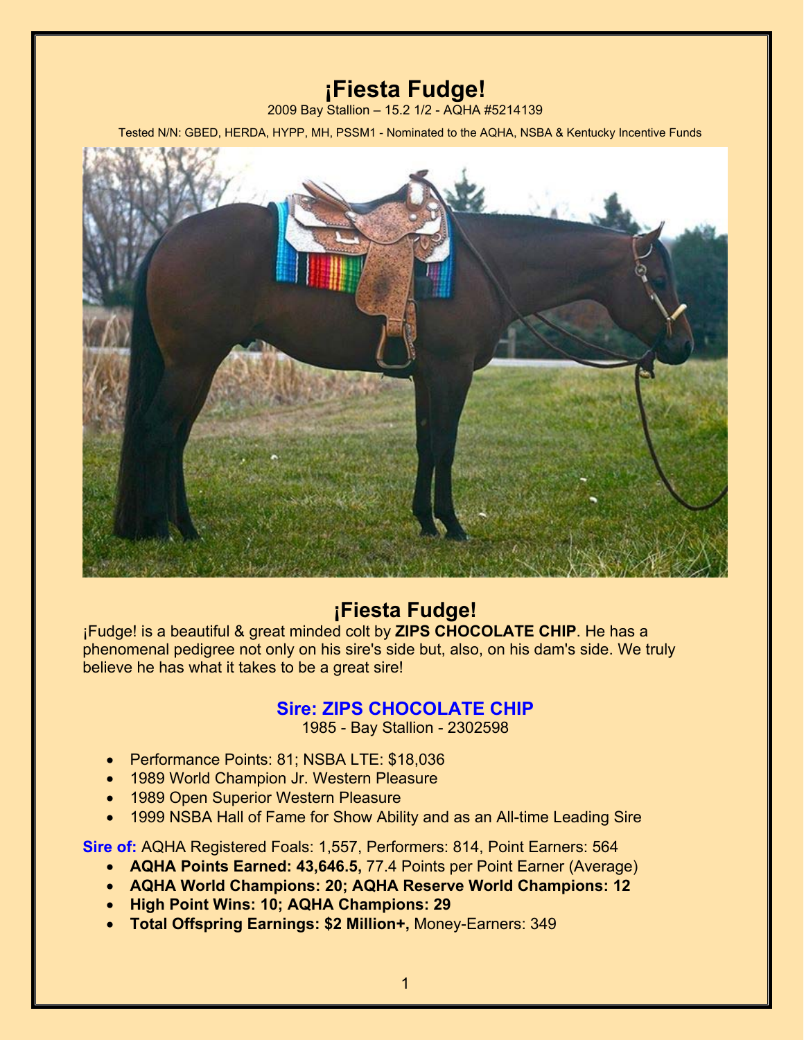# ¡Fiesta Fudge!

2009 Bay Stallion – 15.2 1/2 - AQHA #5214139

Tested N/N: GBED, HERDA, HYPP, MH, PSSM1 - Nominated to the AQHA, NSBA & Kentucky Incentive Funds

## ¡Fiesta Fudge!

¡Fudge! is a beautiful & great minded colt by **ZIPS CHOCOLATE CHIP**. He has a phenomenal pedigree not only on his sire's side but, also, on his dam's side. We truly believe he has what it takes to be a great sire!

### Sire: ZIPS CHOCOLATE CHIP

1985 - Bay Stallion - 2302598

- Performance Points: 81; NSBA LTE: $18,036
- 1989 World Champion Jr. Western Pleasure
- 1989 Open Superior Western Pleasure
- 1999 NSBA Hall of Fame for Show Ability and as an All-time Leading Sire

**Sire of:** AQHA Registered Foals: 1,557, Performers: 814, Point Earners: 564

- **AQHA Points Earned: 43,646.5,** 77.4 Points per Point Earner (Average)
- **AQHA World Champions: 20; AQHA Reserve World Champions: 12**
- **High Point Wins: 10; AQHA Champions: 29**
- **Total Offspring Earnings: $2 Million+,** Money-Earners: 349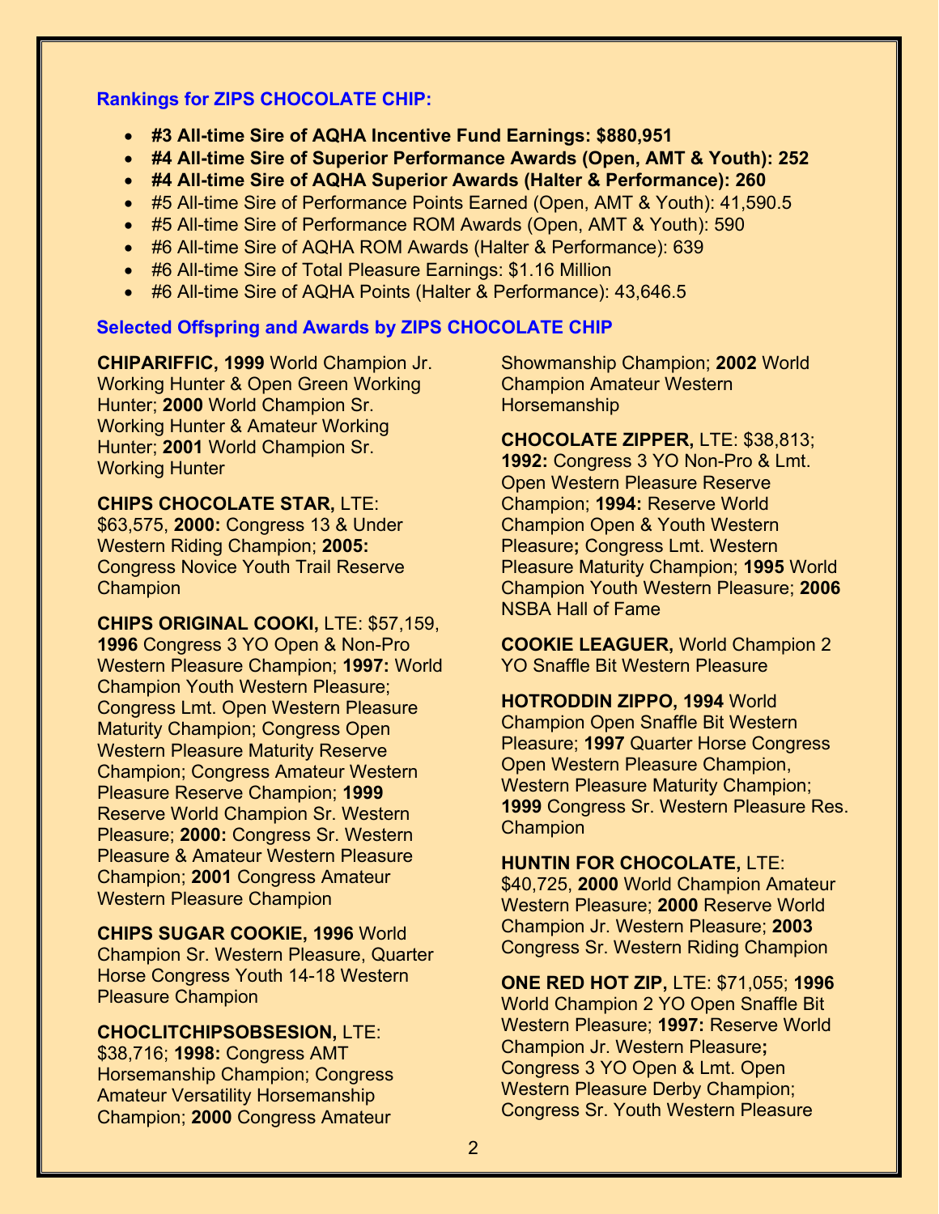## Rankings for ZIPS CHOCOLATE CHIP:

- **#3 All-time Sire of AQHA Incentive Fund Earnings: $880,951**
- **#4 All-time Sire of Superior Performance Awards (Open, AMT & Youth): 252**
- **#4 All-time Sire of AQHA Superior Awards (Halter & Performance): 260**
- #5 All-time Sire of Performance Points Earned (Open, AMT & Youth): 41,590.5
- #5 All-time Sire of Performance ROM Awards (Open, AMT & Youth): 590
- #6 All-time Sire of AQHA ROM Awards (Halter & Performance): 639
- #6 All-time Sire of Total Pleasure Earnings: $1.16 Million
- #6 All-time Sire of AQHA Points (Halter & Performance): 43,646.5

## Selected Offspring and Awards by ZIPS CHOCOLATE CHIP

**CHIPARIFFIC, 1999** World Champion Jr. Working Hunter & Open Green Working Hunter; **2000** World Champion Sr. Working Hunter & Amateur Working Hunter; **2001** World Champion Sr. Working Hunter

**CHIPS CHOCOLATE STAR,** LTE: $63,575, **2000:** Congress 13 & Under Western Riding Champion; **2005:** Congress Novice Youth Trail Reserve Champion

**CHIPS ORIGINAL COOKI,** LTE: $57,159, **1996** Congress 3 YO Open & Non-Pro Western Pleasure Champion; **1997:** World Champion Youth Western Pleasure; Congress Lmt. Open Western Pleasure Maturity Champion; Congress Open Western Pleasure Maturity Reserve Champion; Congress Amateur Western Pleasure Reserve Champion; **1999** Reserve World Champion Sr. Western Pleasure; **2000:** Congress Sr. Western Pleasure & Amateur Western Pleasure Champion; **2001** Congress Amateur Western Pleasure Champion

**CHIPS SUGAR COOKIE, 1996** World Champion Sr. Western Pleasure, Quarter Horse Congress Youth 14-18 Western Pleasure Champion

**CHOCLITCHIPSOBSESION,** LTE: $38,716; **1998:** Congress AMT Horsemanship Champion; Congress Amateur Versatility Horsemanship Champion; **2000** Congress Amateur Showmanship Champion; **2002** World Champion Amateur Western Horsemanship

**CHOCOLATE ZIPPER,** LTE: $38,813; **1992:** Congress 3 YO Non-Pro & Lmt. Open Western Pleasure Reserve Champion; **1994:** Reserve World Champion Open & Youth Western Pleasure**;** Congress Lmt. Western Pleasure Maturity Champion; **1995** World Champion Youth Western Pleasure; **2006** NSBA Hall of Fame

**COOKIE LEAGUER,** World Champion 2 YO Snaffle Bit Western Pleasure

**HOTRODDIN ZIPPO, 1994** World Champion Open Snaffle Bit Western Pleasure; **1997** Quarter Horse Congress Open Western Pleasure Champion, Western Pleasure Maturity Champion; **1999** Congress Sr. Western Pleasure Res. Champion

**HUNTIN FOR CHOCOLATE,** LTE: $40,725, **2000** World Champion Amateur Western Pleasure; **2000** Reserve World Champion Jr. Western Pleasure; **2003** Congress Sr. Western Riding Champion

**ONE RED HOT ZIP,** LTE: $71,055; **1996** World Champion 2 YO Open Snaffle Bit Western Pleasure; **1997:** Reserve World Champion Jr. Western Pleasure**;** Congress 3 YO Open & Lmt. Open Western Pleasure Derby Champion; Congress Sr. Youth Western Pleasure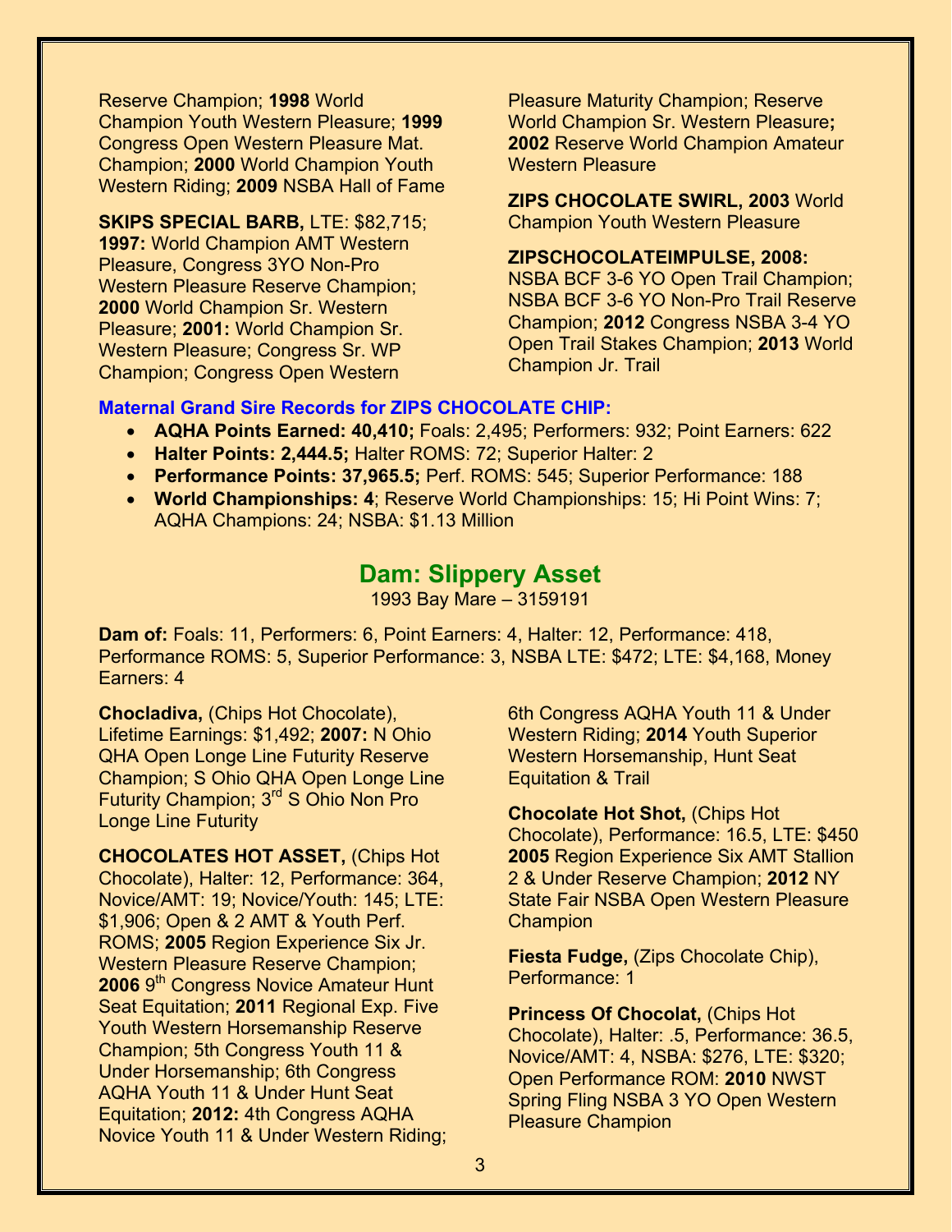Reserve Champion; **1998** World Champion Youth Western Pleasure; **1999** Congress Open Western Pleasure Mat. Champion; **2000** World Champion Youth Western Riding; **2009** NSBA Hall of Fame

**SKIPS SPECIAL BARB,** LTE: $82,715; **1997:** World Champion AMT Western Pleasure, Congress 3YO Non-Pro Western Pleasure Reserve Champion; **2000** World Champion Sr. Western Pleasure; **2001:** World Champion Sr. Western Pleasure; Congress Sr. WP Champion; Congress Open Western Pleasure Maturity Champion; Reserve World Champion Sr. Western Pleasure**;** **2002** Reserve World Champion Amateur Western Pleasure

**ZIPS CHOCOLATE SWIRL, 2003** World Champion Youth Western Pleasure

**ZIPSCHOCOLATEIMPULSE, 2008:** NSBA BCF 3-6 YO Open Trail Champion; NSBA BCF 3-6 YO Non-Pro Trail Reserve Champion; **2012** Congress NSBA 3-4 YO Open Trail Stakes Champion; **2013** World Champion Jr. Trail

**Maternal Grand Sire Records for ZIPS CHOCOLATE CHIP:**

- **AQHA Points Earned: 40,410;** Foals: 2,495; Performers: 932; Point Earners: 622
- **Halter Points: 2,444.5;** Halter ROMS: 72; Superior Halter: 2
- **Performance Points: 37,965.5;** Perf. ROMS: 545; Superior Performance: 188
- **World Championships: 4**; Reserve World Championships: 15; Hi Point Wins: 7; AQHA Champions: 24; NSBA: $1.13 Million

## Dam: Slippery Asset

1993 Bay Mare – 3159191

**Dam of:** Foals: 11, Performers: 6, Point Earners: 4, Halter: 12, Performance: 418, Performance ROMS: 5, Superior Performance: 3, NSBA LTE: $472; LTE: $4,168, Money Earners: 4

**Chocladiva,** (Chips Hot Chocolate), Lifetime Earnings: $1,492; **2007:** N Ohio QHA Open Longe Line Futurity Reserve Champion; S Ohio QHA Open Longe Line Futurity Champion; 3rd S Ohio Non Pro Longe Line Futurity

**CHOCOLATES HOT ASSET,** (Chips Hot Chocolate), Halter: 12, Performance: 364, Novice/AMT: 19; Novice/Youth: 145; LTE: $1,906; Open & 2 AMT & Youth Perf. ROMS; **2005** Region Experience Six Jr. Western Pleasure Reserve Champion; **2006** 9th Congress Novice Amateur Hunt Seat Equitation; **2011** Regional Exp. Five Youth Western Horsemanship Reserve Champion; 5th Congress Youth 11 & Under Horsemanship; 6th Congress AQHA Youth 11 & Under Hunt Seat Equitation; **2012:** 4th Congress AQHA Novice Youth 11 & Under Western Riding; 6th Congress AQHA Youth 11 & Under Western Riding; **2014** Youth Superior Western Horsemanship, Hunt Seat Equitation & Trail

**Chocolate Hot Shot,** (Chips Hot Chocolate), Performance: 16.5, LTE: $450 **2005** Region Experience Six AMT Stallion 2 & Under Reserve Champion; **2012** NY State Fair NSBA Open Western Pleasure Champion

**Fiesta Fudge,** (Zips Chocolate Chip), Performance: 1

**Princess Of Chocolat,** (Chips Hot Chocolate), Halter: .5, Performance: 36.5, Novice/AMT: 4, NSBA: $276, LTE: $320; Open Performance ROM: **2010** NWST Spring Fling NSBA 3 YO Open Western Pleasure Champion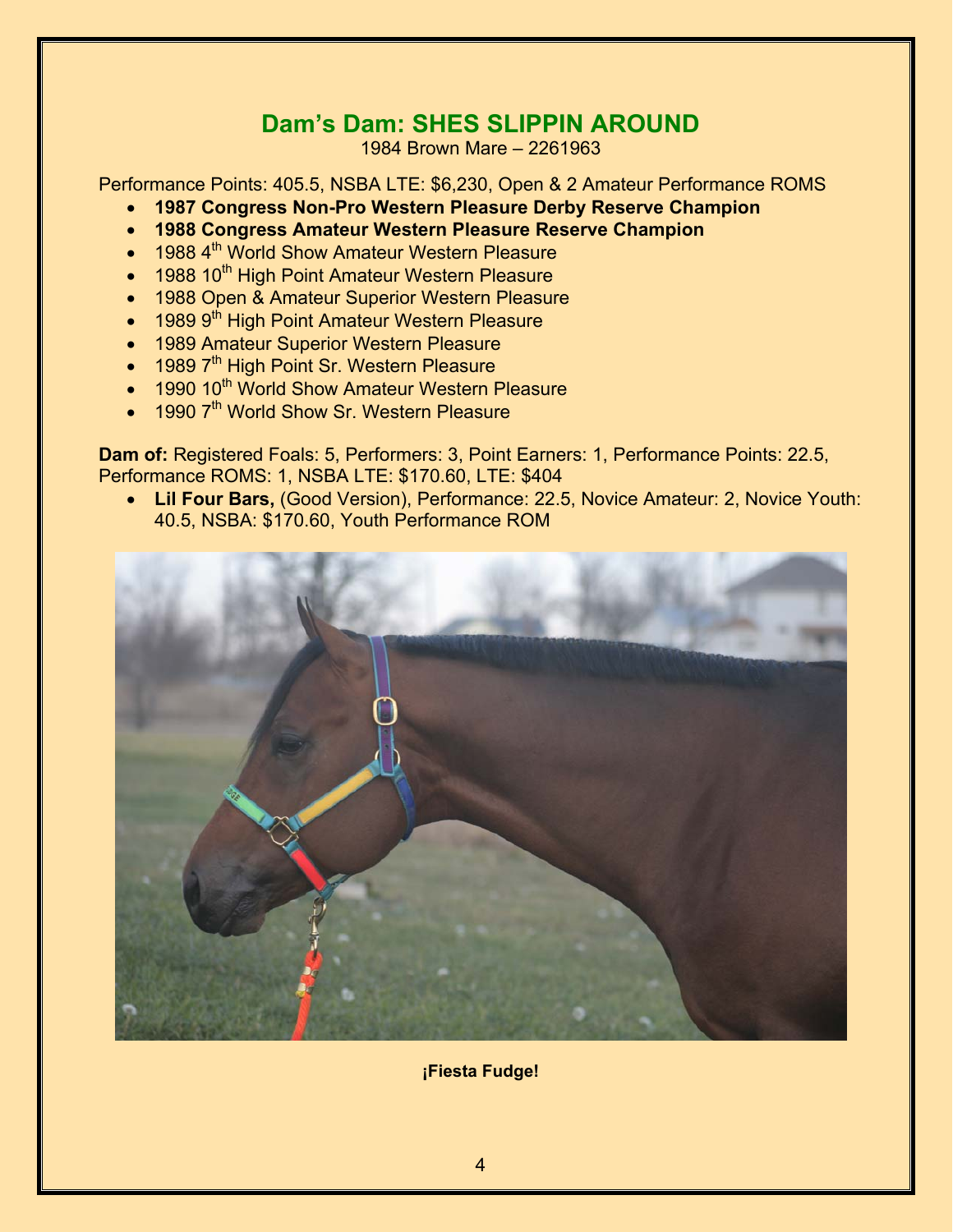## Dam's Dam: SHES SLIPPIN AROUND

1984 Brown Mare – 2261963

Performance Points: 405.5, NSBA LTE: $6,230, Open & 2 Amateur Performance ROMS

- **1987 Congress Non-Pro Western Pleasure Derby Reserve Champion**
- **1988 Congress Amateur Western Pleasure Reserve Champion**
- 1988 4th World Show Amateur Western Pleasure
- 1988 10th High Point Amateur Western Pleasure
- 1988 Open & Amateur Superior Western Pleasure
- 1989 9th High Point Amateur Western Pleasure
- 1989 Amateur Superior Western Pleasure
- 1989 7th High Point Sr. Western Pleasure
- 1990 10th World Show Amateur Western Pleasure
- 1990 7th World Show Sr. Western Pleasure

**Dam of:** Registered Foals: 5, Performers: 3, Point Earners: 1, Performance Points: 22.5, Performance ROMS: 1, NSBA LTE: $170.60, LTE: $404

- **Lil Four Bars,** (Good Version), Performance: 22.5, Novice Amateur: 2, Novice Youth: 40.5, NSBA: $170.60, Youth Performance ROM

**¡Fiesta Fudge!**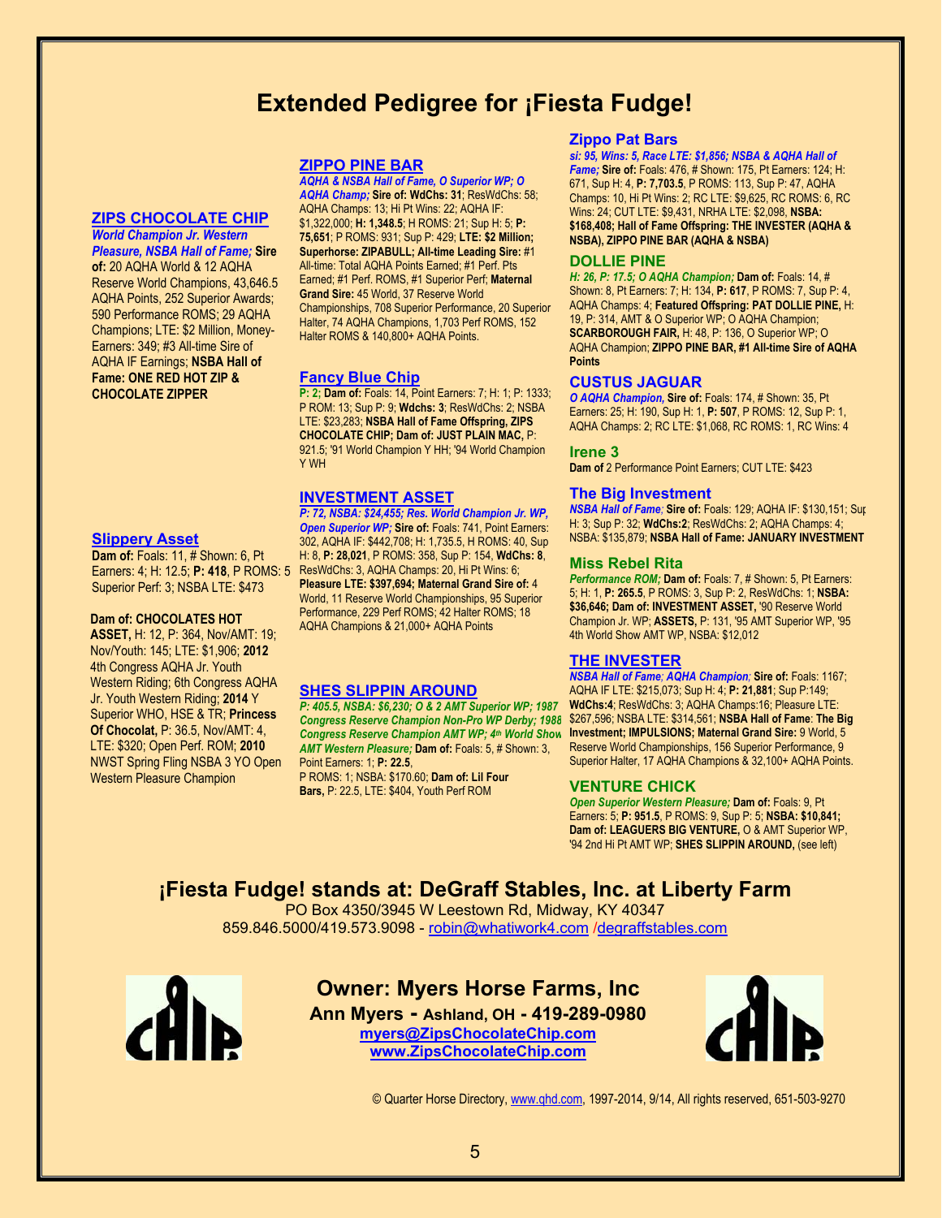# Extended Pedigree for ¡Fiesta Fudge!

## ZIPS CHOCOLATE CHIP

***World Champion Jr. Western Pleasure, NSBA Hall of Fame;*** **Sire of:** 20 AQHA World & 12 AQHA Reserve World Champions, 43,646.5 AQHA Points, 252 Superior Awards; 590 Performance ROMS; 29 AQHA Champions; LTE: $2 Million, Money-Earners: 349; #3 All-time Sire of AQHA IF Earnings; **NSBA Hall of Fame: ONE RED HOT ZIP & CHOCOLATE ZIPPER**

## ZIPPO PINE BAR

***AQHA & NSBA Hall of Fame, O Superior WP; O AQHA Champ;*** **Sire of: WdChs: 31**; ResWdChs: 58; AQHA Champs: 13; Hi Pt Wins: 22; AQHA IF: $1,322,000; **H: 1,348.5**; H ROMS: 21; Sup H: 5; **P: 75,651**; P ROMS: 931; Sup P: 429; **LTE: $2 Million; Superhorse: ZIPABULL; All-time Leading Sire:** #1 All-time: Total AQHA Points Earned; #1 Perf. Pts Earned; #1 Perf. ROMS, #1 Superior Perf; **Maternal Grand Sire:** 45 World, 37 Reserve World Championships, 708 Superior Performance, 20 Superior Halter, 74 AQHA Champions, 1,703 Perf ROMS, 152 Halter ROMS & 140,800+ AQHA Points.

### Zippo Pat Bars

***si: 95, Wins: 5, Race LTE: $1,856; NSBA & AQHA Hall of Fame;*** **Sire of:** Foals: 476, # Shown: 175, Pt Earners: 124; H: 671, Sup H: 4, **P: 7,703.5**, P ROMS: 113, Sup P: 47, AQHA Champs: 10, Hi Pt Wins: 2; RC LTE: $9,625, RC ROMS: 6, RC Wins: 24; CUT LTE: $9,431, NRHA LTE: $2,098, **NSBA: $168,408; Hall of Fame Offspring: THE INVESTER (AQHA & NSBA), ZIPPO PINE BAR (AQHA & NSBA)**

### DOLLIE PINE

***H: 26, P: 17.5; O AQHA Champion;*** **Dam of:** Foals: 14, # Shown: 8, Pt Earners: 7; H: 134, **P: 617**, P ROMS: 7, Sup P: 4, AQHA Champs: 4; **Featured Offspring: PAT DOLLIE PINE,** H: 19, P: 314, AMT & O Superior WP; O AQHA Champion; **SCARBOROUGH FAIR,** H: 48, P: 136, O Superior WP; O AQHA Champion; **ZIPPO PINE BAR, #1 All-time Sire of AQHA Points**

## Fancy Blue Chip

**P: 2; Dam of:** Foals: 14, Point Earners: 7; H: 1; P: 1333; P ROM: 13; Sup P: 9; **Wdchs: 3**; ResWdChs: 2; NSBA LTE: $23,283; **NSBA Hall of Fame Offspring, ZIPS CHOCOLATE CHIP; Dam of: JUST PLAIN MAC,** P: 921.5; '91 World Champion Y HH; '94 World Champion Y WH

### CUSTUS JAGUAR

***O AQHA Champion,*** **Sire of:** Foals: 174, # Shown: 35, Pt Earners: 25; H: 190, Sup H: 1, **P: 507**, P ROMS: 12, Sup P: 1, AQHA Champs: 2; RC LTE: $1,068, RC ROMS: 1, RC Wins: 4

### Irene 3

**Dam of** 2 Performance Point Earners; CUT LTE: $423

## Slippery Asset

**Dam of:** Foals: 11, # Shown: 6, Pt Earners: 4; H: 12.5; **P: 418**, P ROMS: 5 Superior Perf: 3; NSBA LTE: $473

**Dam of: CHOCOLATES HOT ASSET,** H: 12, P: 364, Nov/AMT: 19; Nov/Youth: 145; LTE: $1,906; **2012** 4th Congress AQHA Jr. Youth Western Riding; 6th Congress AQHA Jr. Youth Western Riding; **2014** Y Superior WHO, HSE & TR; **Princess Of Chocolat,** P: 36.5, Nov/AMT: 4, LTE: $320; Open Perf. ROM; **2010** NWST Spring Fling NSBA 3 YO Open Western Pleasure Champion

## INVESTMENT ASSET

***P: 72, NSBA: $24,455; Res. World Champion Jr. WP, Open Superior WP;*** **Sire of:** Foals: 741, Point Earners: 302, AQHA IF: $442,708; H: 1,735.5, H ROMS: 40, Sup H: 8, **P: 28,021**, P ROMS: 358, Sup P: 154, **WdChs: 8**, ResWdChs: 3, AQHA Champs: 20, Hi Pt Wins: 6; **Pleasure LTE: $397,694; Maternal Grand Sire of:** 4 World, 11 Reserve World Championships, 95 Superior Performance, 229 Perf ROMS; 42 Halter ROMS; 18 AQHA Champions & 21,000+ AQHA Points

### The Big Investment

***NSBA Hall of Fame;*** **Sire of:** Foals: 129; AQHA IF: $130,151; Sup H: 3; Sup P: 32; **WdChs:2**; ResWdChs: 2; AQHA Champs: 4; NSBA: $135,879; **NSBA Hall of Fame: JANUARY INVESTMENT**

### Miss Rebel Rita

***Performance ROM;*** **Dam of:** Foals: 7, # Shown: 5, Pt Earners: 5; H: 1, **P: 265.5**, P ROMS: 3, Sup P: 2, ResWdChs: 1; **NSBA: $36,646; Dam of: INVESTMENT ASSET,** '90 Reserve World Champion Jr. WP; **ASSETS,** P: 131, '95 AMT Superior WP, '95 4th World Show AMT WP, NSBA: $12,012

## SHES SLIPPIN AROUND

***P: 405.5, NSBA: $6,230; O & 2 AMT Superior WP; 1987 Congress Reserve Champion Non-Pro WP Derby; 1988 Congress Reserve Champion AMT WP; 4th World Show AMT Western Pleasure;*** **Dam of:** Foals: 5, # Shown: 3, Point Earners: 1; **P: 22.5**, P ROMS: 1; NSBA: $170.60; **Dam of: Lil Four Bars,** P: 22.5, LTE: $404, Youth Perf ROM

### THE INVESTER

***NSBA Hall of Fame; AQHA Champion;*** **Sire of:** Foals: 1167; AQHA IF LTE: $215,073; Sup H: 4; **P: 21,881**; Sup P:149; **WdChs:4**; ResWdChs: 3; AQHA Champs:16; Pleasure LTE: $267,596; NSBA LTE: $314,561; **NSBA Hall of Fame**: **The Big Investment; IMPULSIONS; Maternal Grand Sire:** 9 World, 5 Reserve World Championships, 156 Superior Performance, 9 Superior Halter, 17 AQHA Champions & 32,100+ AQHA Points.

### VENTURE CHICK

***Open Superior Western Pleasure;*** **Dam of:** Foals: 9, Pt Earners: 5; **P: 951.5**, P ROMS: 9, Sup P: 5; **NSBA: $10,841; Dam of: LEAGUERS BIG VENTURE,** O & AMT Superior WP, '94 2nd Hi Pt AMT WP; **SHES SLIPPIN AROUND,** (see left)

## ¡Fiesta Fudge! stands at: DeGraff Stables, Inc. at Liberty Farm

PO Box 4350/3945 W Leestown Rd, Midway, KY 40347
859.846.5000/419.573.9098 - robin@whatiwork4.com /degraffstables.com

## Owner: Myers Horse Farms, Inc

**Ann Myers - Ashland, OH - 419-289-0980**
**myers@ZipsChocolateChip.com**
**www.ZipsChocolateChip.com**

© Quarter Horse Directory, www.qhd.com, 1997-2014, 9/14, All rights reserved, 651-503-9270